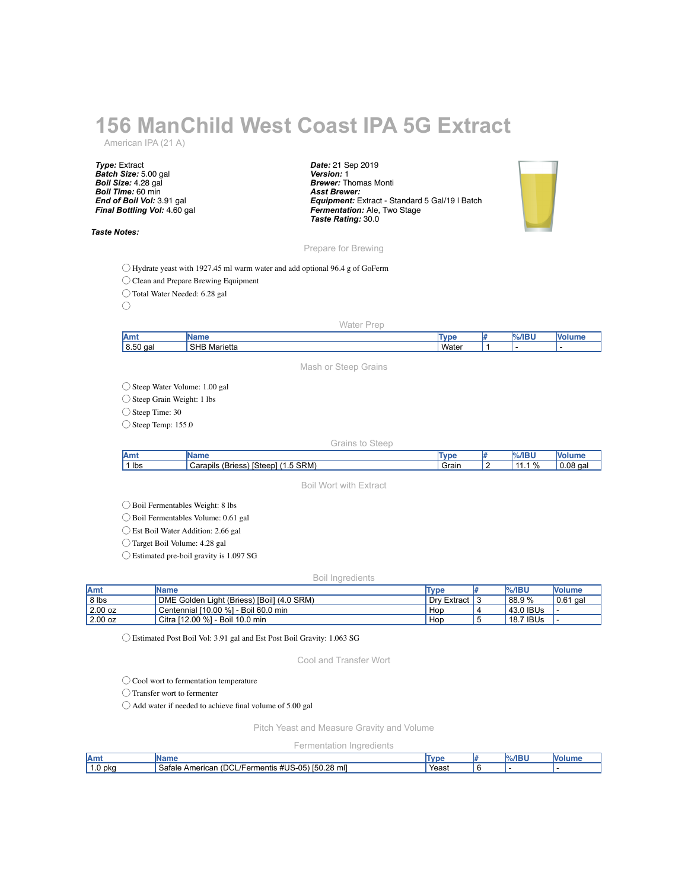# 156 ManChild West Coast IPA 5G Extract

American IPA (21 A)

***Type:*** Extract
***Batch Size:*** 5.00 gal
***Boil Size:*** 4.28 gal
***Boil Time:*** 60 min
***End of Boil Vol:*** 3.91 gal
***Final Bottling Vol:*** 4.60 gal

***Date:*** 21 Sep 2019
***Version:*** 1
***Brewer:*** Thomas Monti
***Asst Brewer:***
***Equipment:*** Extract - Standard 5 Gal/19 l Batch
***Fermentation:*** Ale, Two Stage
***Taste Rating:*** 30.0

***Taste Notes:***

## Prepare for Brewing

- ◯ Hydrate yeast with 1927.45 ml warm water and add optional 96.4 g of GoFerm
- ◯ Clean and Prepare Brewing Equipment
- ◯ Total Water Needed: 6.28 gal
- ◯

## Water Prep

| Amt | Name | Type | # | %/IBU | Volume |
|---|---|---|---|---|---|
| 8.50 gal | SHB Marietta | Water | 1 | - | - |

## Mash or Steep Grains

- ◯ Steep Water Volume: 1.00 gal
- ◯ Steep Grain Weight: 1 lbs
- ◯ Steep Time: 30
- ◯ Steep Temp: 155.0

## Grains to Steep

| Amt | Name | Type | # | %/IBU | Volume |
|---|---|---|---|---|---|
| 1 lbs | Carapils (Briess) [Steep] (1.5 SRM) | Grain | 2 | 11.1 % | 0.08 gal |

## Boil Wort with Extract

- ◯ Boil Fermentables Weight: 8 lbs
- ◯ Boil Fermentables Volume: 0.61 gal
- ◯ Est Boil Water Addition: 2.66 gal
- ◯ Target Boil Volume: 4.28 gal
- ◯ Estimated pre-boil gravity is 1.097 SG

## Boil Ingredients

| Amt | Name | Type | # | %/IBU | Volume |
|---|---|---|---|---|---|
| 8 lbs | DME Golden Light (Briess) [Boil] (4.0 SRM) | Dry Extract | 3 | 88.9 % | 0.61 gal |
| 2.00 oz | Centennial [10.00 %] - Boil 60.0 min | Hop | 4 | 43.0 IBUs | - |
| 2.00 oz | Citra [12.00 %] - Boil 10.0 min | Hop | 5 | 18.7 IBUs | - |

- ◯ Estimated Post Boil Vol: 3.91 gal and Est Post Boil Gravity: 1.063 SG

## Cool and Transfer Wort

- ◯ Cool wort to fermentation temperature
- ◯ Transfer wort to fermenter
- ◯ Add water if needed to achieve final volume of 5.00 gal

## Pitch Yeast and Measure Gravity and Volume

## Fermentation Ingredients

| Amt | Name | Type | # | %/IBU | Volume |
|---|---|---|---|---|---|
| 1.0 pkg | Safale American (DCL/Fermentis #US-05) [50.28 ml] | Yeast | 6 | - | - |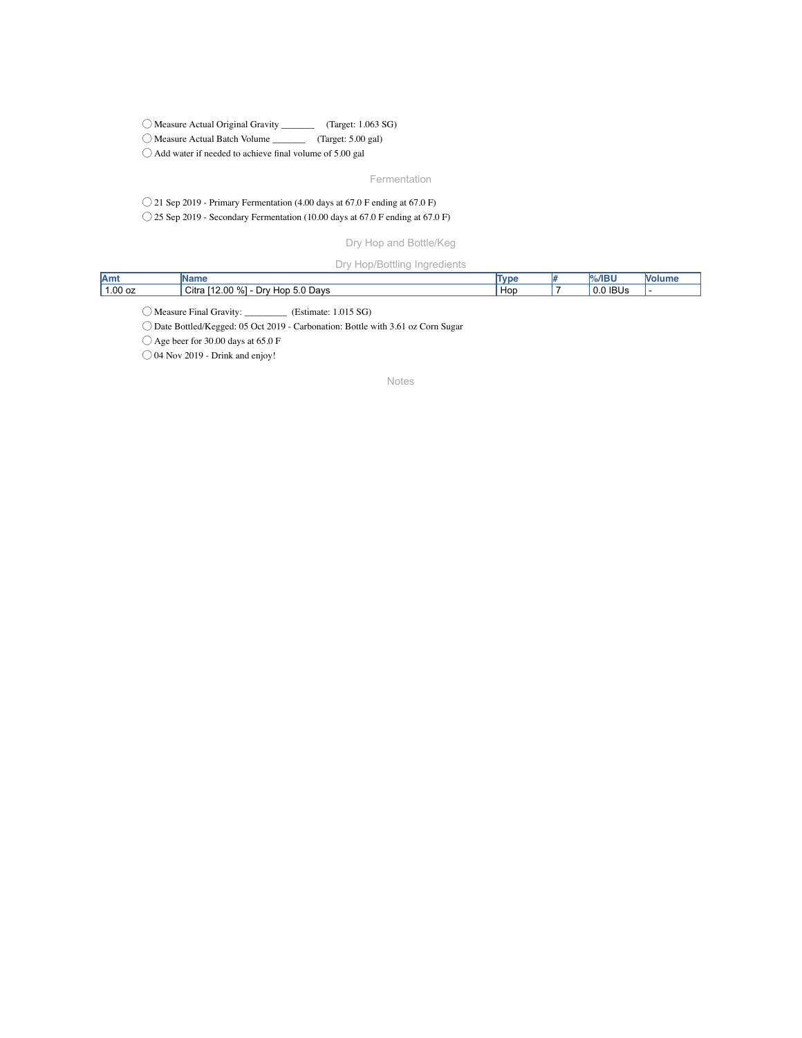◯ Measure Actual Original Gravity _______ (Target: 1.063 SG)

◯ Measure Actual Batch Volume _______ (Target: 5.00 gal)

◯ Add water if needed to achieve final volume of 5.00 gal

## Fermentation

◯ 21 Sep 2019 - Primary Fermentation (4.00 days at 67.0 F ending at 67.0 F)

◯ 25 Sep 2019 - Secondary Fermentation (10.00 days at 67.0 F ending at 67.0 F)

## Dry Hop and Bottle/Keg

### Dry Hop/Bottling Ingredients

| Amt | Name | Type | # | %/IBU | Volume |
| --- | --- | --- | --- | --- | --- |
| 1.00 oz | Citra [12.00 %] - Dry Hop 5.0 Days | Hop | 7 | 0.0 IBUs | - |

◯ Measure Final Gravity: _________ (Estimate: 1.015 SG)

◯ Date Bottled/Kegged: 05 Oct 2019 - Carbonation: Bottle with 3.61 oz Corn Sugar

◯ Age beer for 30.00 days at 65.0 F

◯ 04 Nov 2019 - Drink and enjoy!

## Notes